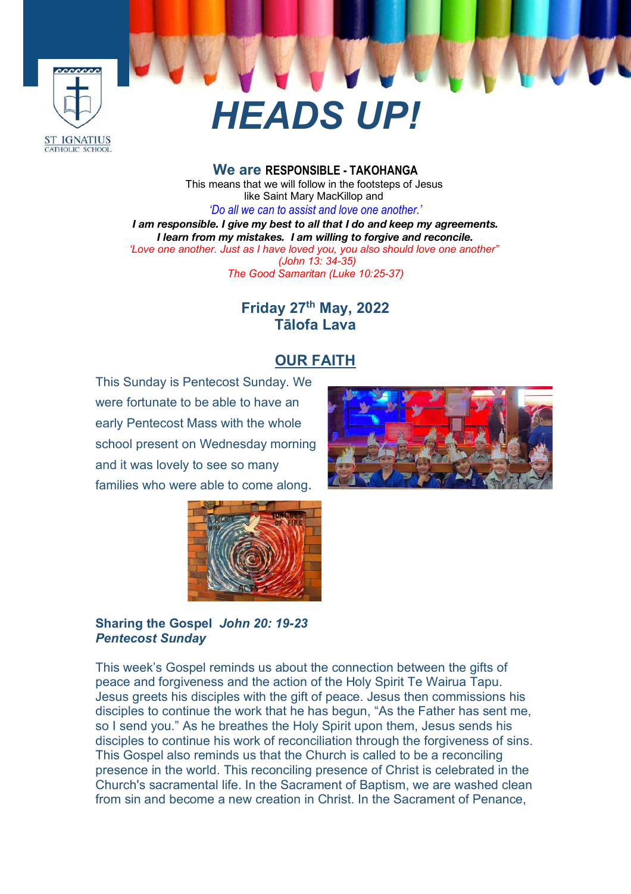ST IGNATIUS
CATHOLIC SCHOOL

# HEADS UP!

**We are RESPONSIBLE - TAKOHANGA**

This means that we will follow in the footsteps of Jesus
like Saint Mary MacKillop and

*'Do all we can to assist and love one another.'*

***I am responsible. I give my best to all that I do and keep my agreements.***
***I learn from my mistakes. I am willing to forgive and reconcile.***

*'Love one another. Just as I have loved you, you also should love one another"*
*(John 13: 34-35)*
*The Good Samaritan (Luke 10:25-37)*

**Friday 27th May, 2022**
**Tālofa Lava**

## OUR FAITH

This Sunday is Pentecost Sunday. We were fortunate to be able to have an early Pentecost Mass with the whole school present on Wednesday morning and it was lovely to see so many families who were able to come along.

### Sharing the Gospel *John 20: 19-23*
***Pentecost Sunday***

This week's Gospel reminds us about the connection between the gifts of peace and forgiveness and the action of the Holy Spirit Te Wairua Tapu. Jesus greets his disciples with the gift of peace. Jesus then commissions his disciples to continue the work that he has begun, "As the Father has sent me, so I send you." As he breathes the Holy Spirit upon them, Jesus sends his disciples to continue his work of reconciliation through the forgiveness of sins. This Gospel also reminds us that the Church is called to be a reconciling presence in the world. This reconciling presence of Christ is celebrated in the Church's sacramental life. In the Sacrament of Baptism, we are washed clean from sin and become a new creation in Christ. In the Sacrament of Penance,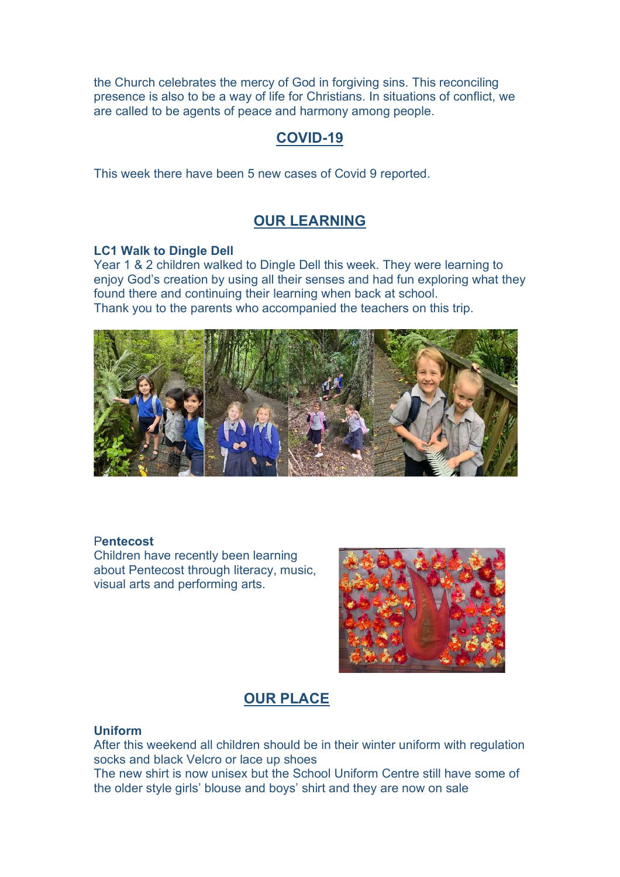the Church celebrates the mercy of God in forgiving sins. This reconciling presence is also to be a way of life for Christians. In situations of conflict, we are called to be agents of peace and harmony among people.

## COVID-19

This week there have been 5 new cases of Covid 9 reported.

## OUR LEARNING

### LC1 Walk to Dingle Dell

Year 1 & 2 children walked to Dingle Dell this week. They were learning to enjoy God's creation by using all their senses and had fun exploring what they found there and continuing their learning when back at school.
Thank you to the parents who accompanied the teachers on this trip.

### Pentecost

Children have recently been learning about Pentecost through literacy, music, visual arts and performing arts.

## OUR PLACE

### Uniform

After this weekend all children should be in their winter uniform with regulation socks and black Velcro or lace up shoes
The new shirt is now unisex but the School Uniform Centre still have some of the older style girls' blouse and boys' shirt and they are now on sale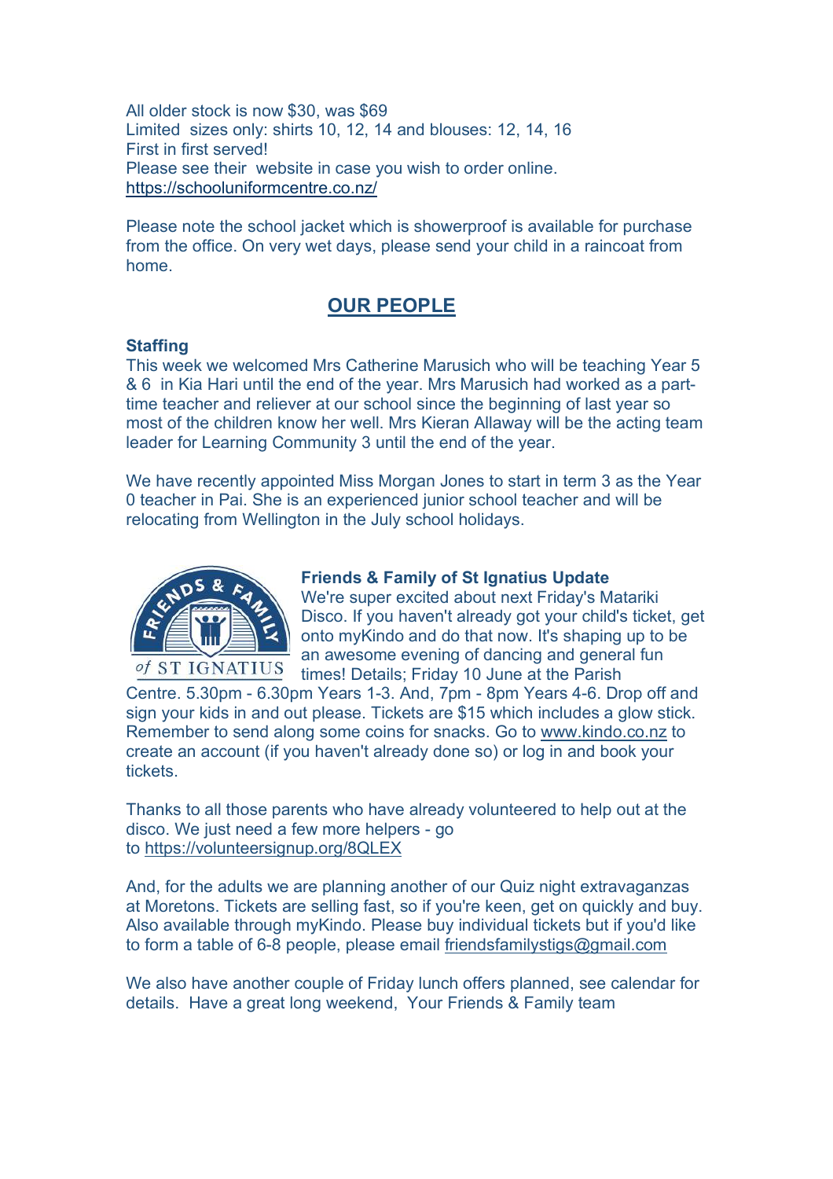All older stock is now $30, was $69
Limited sizes only: shirts 10, 12, 14 and blouses: 12, 14, 16
First in first served!
Please see their website in case you wish to order online.
https://schooluniformcentre.co.nz/

Please note the school jacket which is showerproof is available for purchase from the office. On very wet days, please send your child in a raincoat from home.

## OUR PEOPLE

**Staffing**
This week we welcomed Mrs Catherine Marusich who will be teaching Year 5 & 6 in Kia Hari until the end of the year. Mrs Marusich had worked as a part-time teacher and reliever at our school since the beginning of last year so most of the children know her well. Mrs Kieran Allaway will be the acting team leader for Learning Community 3 until the end of the year.

We have recently appointed Miss Morgan Jones to start in term 3 as the Year 0 teacher in Pai. She is an experienced junior school teacher and will be relocating from Wellington in the July school holidays.

**Friends & Family of St Ignatius Update**
We're super excited about next Friday's Matariki Disco. If you haven't already got your child's ticket, get onto myKindo and do that now. It's shaping up to be an awesome evening of dancing and general fun times! Details; Friday 10 June at the Parish Centre. 5.30pm - 6.30pm Years 1-3. And, 7pm - 8pm Years 4-6. Drop off and sign your kids in and out please. Tickets are $15 which includes a glow stick. Remember to send along some coins for snacks. Go to www.kindo.co.nz to create an account (if you haven't already done so) or log in and book your tickets.

Thanks to all those parents who have already volunteered to help out at the disco. We just need a few more helpers - go to https://volunteersignup.org/8QLEX

And, for the adults we are planning another of our Quiz night extravaganzas at Moretons. Tickets are selling fast, so if you're keen, get on quickly and buy. Also available through myKindo. Please buy individual tickets but if you'd like to form a table of 6-8 people, please email friendsfamilystigs@gmail.com

We also have another couple of Friday lunch offers planned, see calendar for details. Have a great long weekend, Your Friends & Family team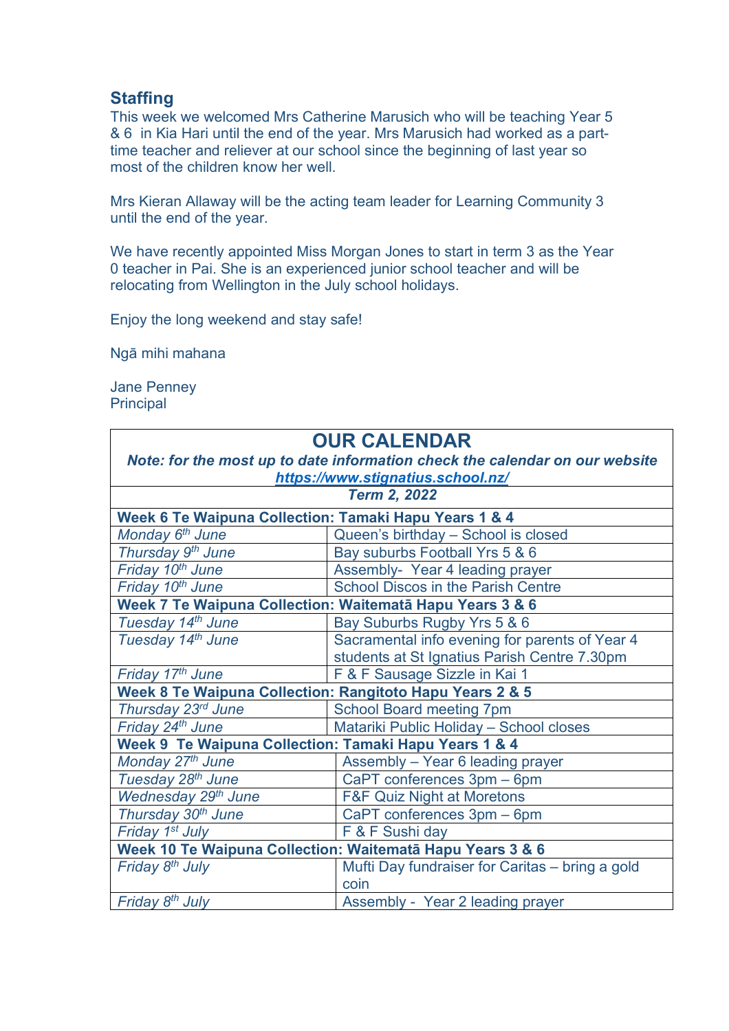## Staffing

This week we welcomed Mrs Catherine Marusich who will be teaching Year 5 & 6 in Kia Hari until the end of the year. Mrs Marusich had worked as a part-time teacher and reliever at our school since the beginning of last year so most of the children know her well.

Mrs Kieran Allaway will be the acting team leader for Learning Community 3 until the end of the year.

We have recently appointed Miss Morgan Jones to start in term 3 as the Year 0 teacher in Pai. She is an experienced junior school teacher and will be relocating from Wellington in the July school holidays.

Enjoy the long weekend and stay safe!

Ngā mihi mahana

Jane Penney
Principal

| **OUR CALENDAR** | |
|---|---|
| ***Note: for the most up to date information check the calendar on our website https://www.stignatius.school.nz/*** | |
| ***Term 2, 2022*** | |
| **Week 6 Te Waipuna Collection: Tamaki Hapu Years 1 & 4** | |
| *Monday 6th June* | Queen's birthday – School is closed |
| *Thursday 9th June* | Bay suburbs Football Yrs 5 & 6 |
| *Friday 10th June* | Assembly- Year 4 leading prayer |
| *Friday 10th June* | School Discos in the Parish Centre |
| **Week 7 Te Waipuna Collection: Waitematā Hapu Years 3 & 6** | |
| *Tuesday 14th June* | Bay Suburbs Rugby Yrs 5 & 6 |
| *Tuesday 14th June* | Sacramental info evening for parents of Year 4 students at St Ignatius Parish Centre 7.30pm |
| *Friday 17th June* | F & F Sausage Sizzle in Kai 1 |
| **Week 8 Te Waipuna Collection: Rangitoto Hapu Years 2 & 5** | |
| *Thursday 23rd June* | School Board meeting 7pm |
| *Friday 24th June* | Matariki Public Holiday – School closes |
| **Week 9 Te Waipuna Collection: Tamaki Hapu Years 1 & 4** | |
| *Monday 27th June* | Assembly – Year 6 leading prayer |
| *Tuesday 28th June* | CaPT conferences 3pm – 6pm |
| *Wednesday 29th June* | F&F Quiz Night at Moretons |
| *Thursday 30th June* | CaPT conferences 3pm – 6pm |
| *Friday 1st July* | F & F Sushi day |
| **Week 10 Te Waipuna Collection: Waitematā Hapu Years 3 & 6** | |
| *Friday 8th July* | Mufti Day fundraiser for Caritas – bring a gold coin |
| *Friday 8th July* | Assembly - Year 2 leading prayer |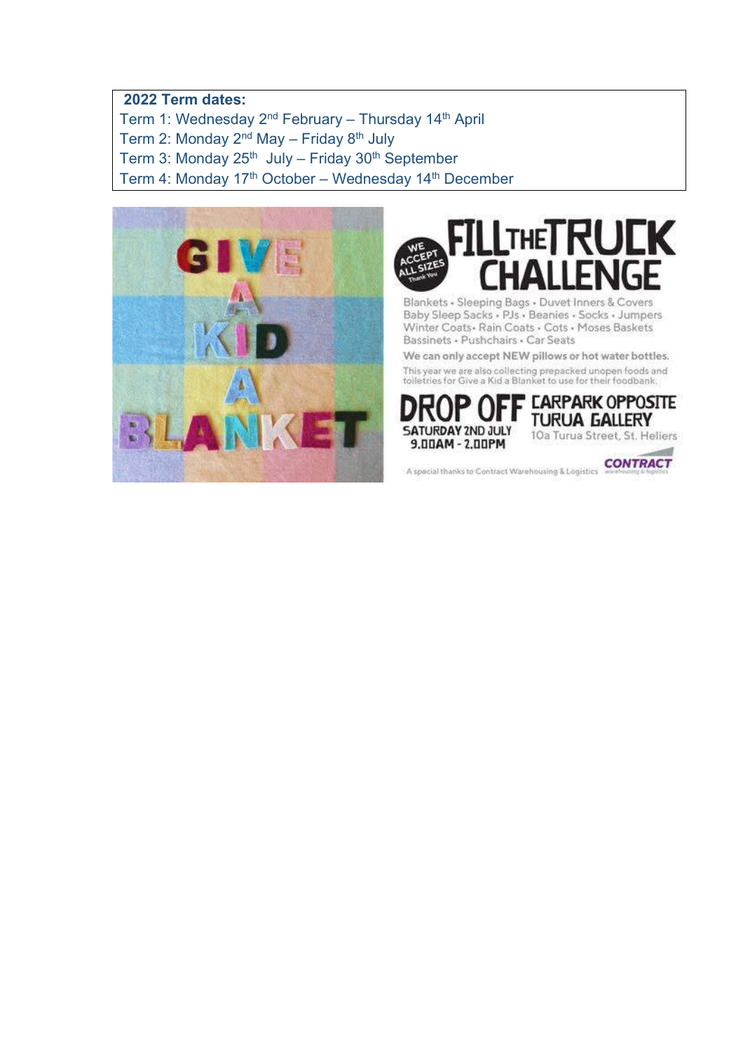**2022 Term dates:**

Term 1: Wednesday 2nd February – Thursday 14th April
Term 2: Monday 2nd May – Friday 8th July
Term 3: Monday 25th July – Friday 30th September
Term 4: Monday 17th October – Wednesday 14th December

GIVE A KID A BLANKET

WE ACCEPT ALL SIZES Thank You

# FILL THE TRUCK CHALLENGE

Blankets • Sleeping Bags • Duvet Inners & Covers
Baby Sleep Sacks • PJs • Beanies • Socks • Jumpers
Winter Coats • Rain Coats • Cots • Moses Baskets
Bassinets • Pushchairs • Car Seats

We can only accept NEW pillows or hot water bottles.

This year we are also collecting prepacked unopen foods and toiletries for Give a Kid a Blanket to use for their foodbank.

**DROP OFF** SATURDAY 2ND JULY 9.00AM - 2.00PM

**CARPARK OPPOSITE TURUA GALLERY**
10a Turua Street, St. Heliers

A special thanks to Contract Warehousing & Logistics

CONTRACT warehousing & logistics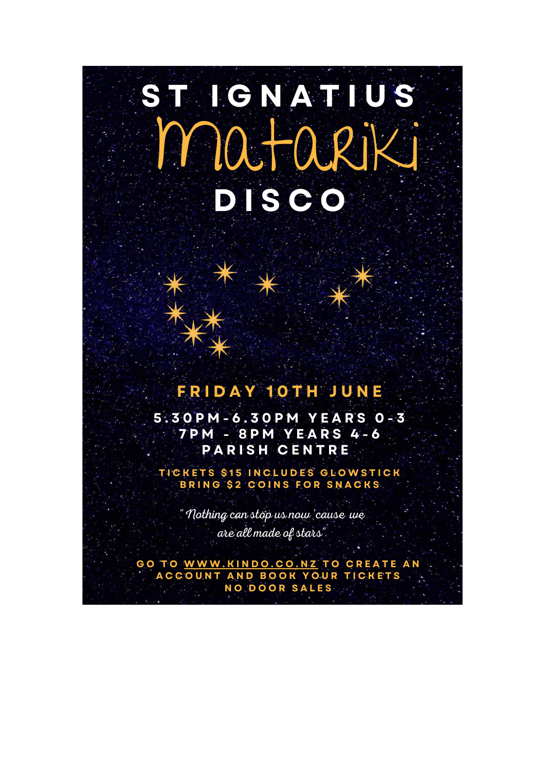# ST IGNATIUS Matariki DISCO

## FRIDAY 10TH JUNE

**5.30PM-6.30PM YEARS 0-3**
**7PM - 8PM YEARS 4-6**
**PARISH CENTRE**

**TICKETS $15 INCLUDES GLOWSTICK**
**BRING $2 COINS FOR SNACKS**

*" Nothing can stop us now 'cause we are all made of stars"*

**GO TO WWW.KINDO.CO.NZ TO CREATE AN ACCOUNT AND BOOK YOUR TICKETS**
**NO DOOR SALES**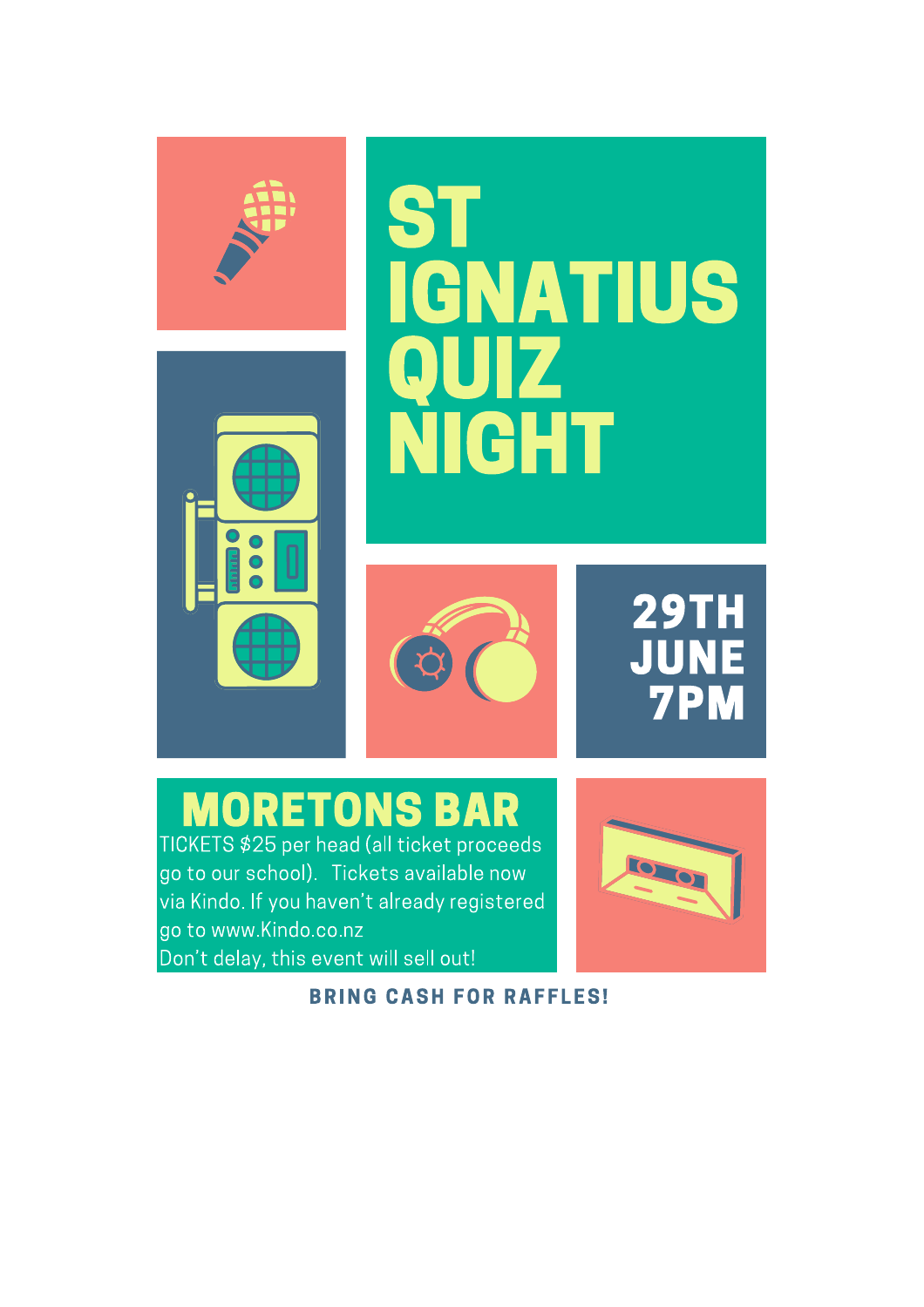# ST IGNATIUS QUIZ NIGHT

## 29TH JUNE 7PM

## MORETONS BAR

TICKETS $25 per head (all ticket proceeds go to our school). Tickets available now via Kindo. If you haven't already registered go to www.Kindo.co.nz

Don't delay, this event will sell out!

**BRING CASH FOR RAFFLES!**